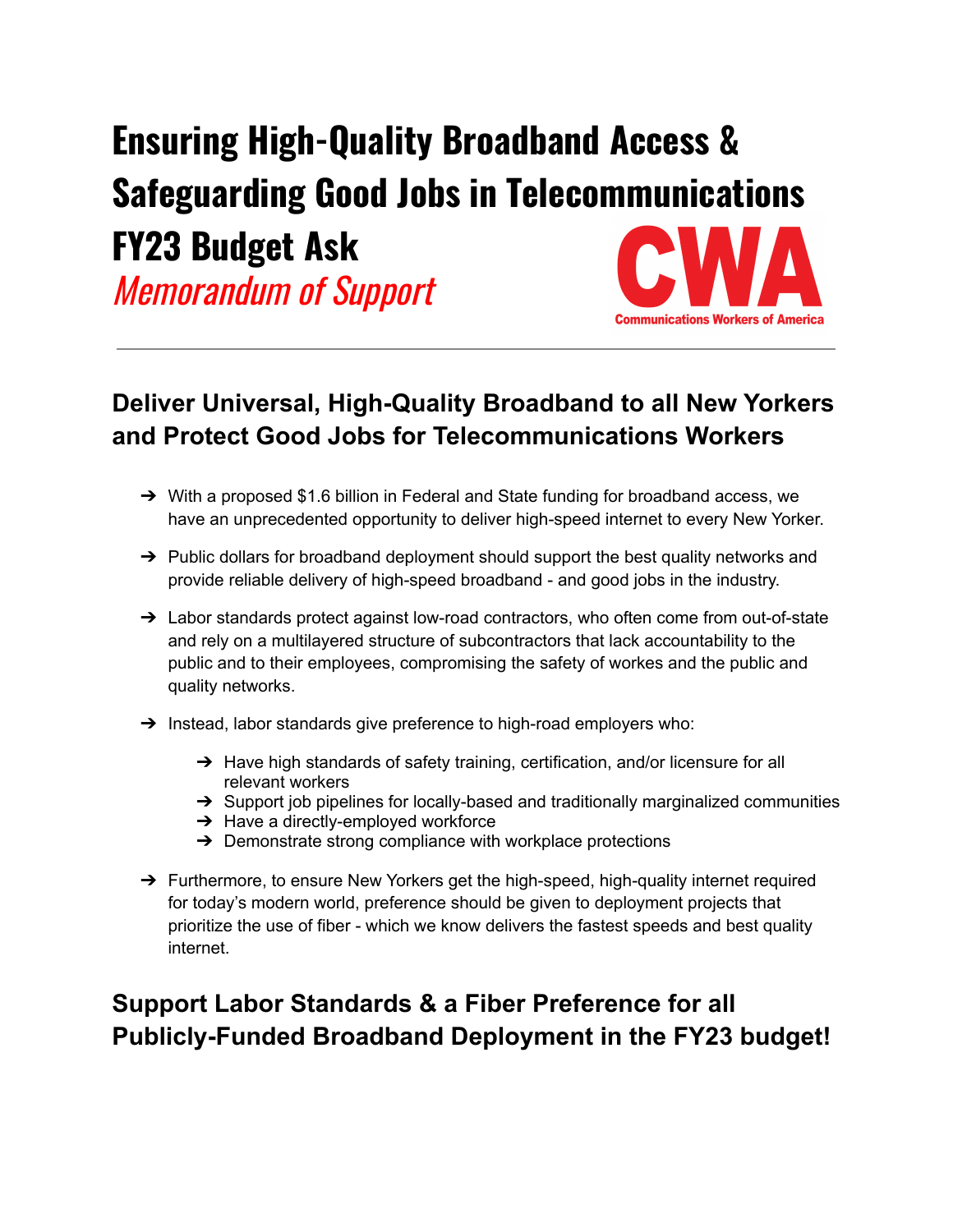# Ensuring High-Quality Broadband Access & Safeguarding Good Jobs in Telecommunications FY23 Budget Ask

*Memorandum of Support*

CWA
Communications Workers of America

---

## Deliver Universal, High-Quality Broadband to all New Yorkers and Protect Good Jobs for Telecommunications Workers

- With a proposed $1.6 billion in Federal and State funding for broadband access, we have an unprecedented opportunity to deliver high-speed internet to every New Yorker.
- Public dollars for broadband deployment should support the best quality networks and provide reliable delivery of high-speed broadband - and good jobs in the industry.
- Labor standards protect against low-road contractors, who often come from out-of-state and rely on a multilayered structure of subcontractors that lack accountability to the public and to their employees, compromising the safety of workes and the public and quality networks.
- Instead, labor standards give preference to high-road employers who:
  - Have high standards of safety training, certification, and/or licensure for all relevant workers
  - Support job pipelines for locally-based and traditionally marginalized communities
  - Have a directly-employed workforce
  - Demonstrate strong compliance with workplace protections
- Furthermore, to ensure New Yorkers get the high-speed, high-quality internet required for today's modern world, preference should be given to deployment projects that prioritize the use of fiber - which we know delivers the fastest speeds and best quality internet.

## Support Labor Standards & a Fiber Preference for all Publicly-Funded Broadband Deployment in the FY23 budget!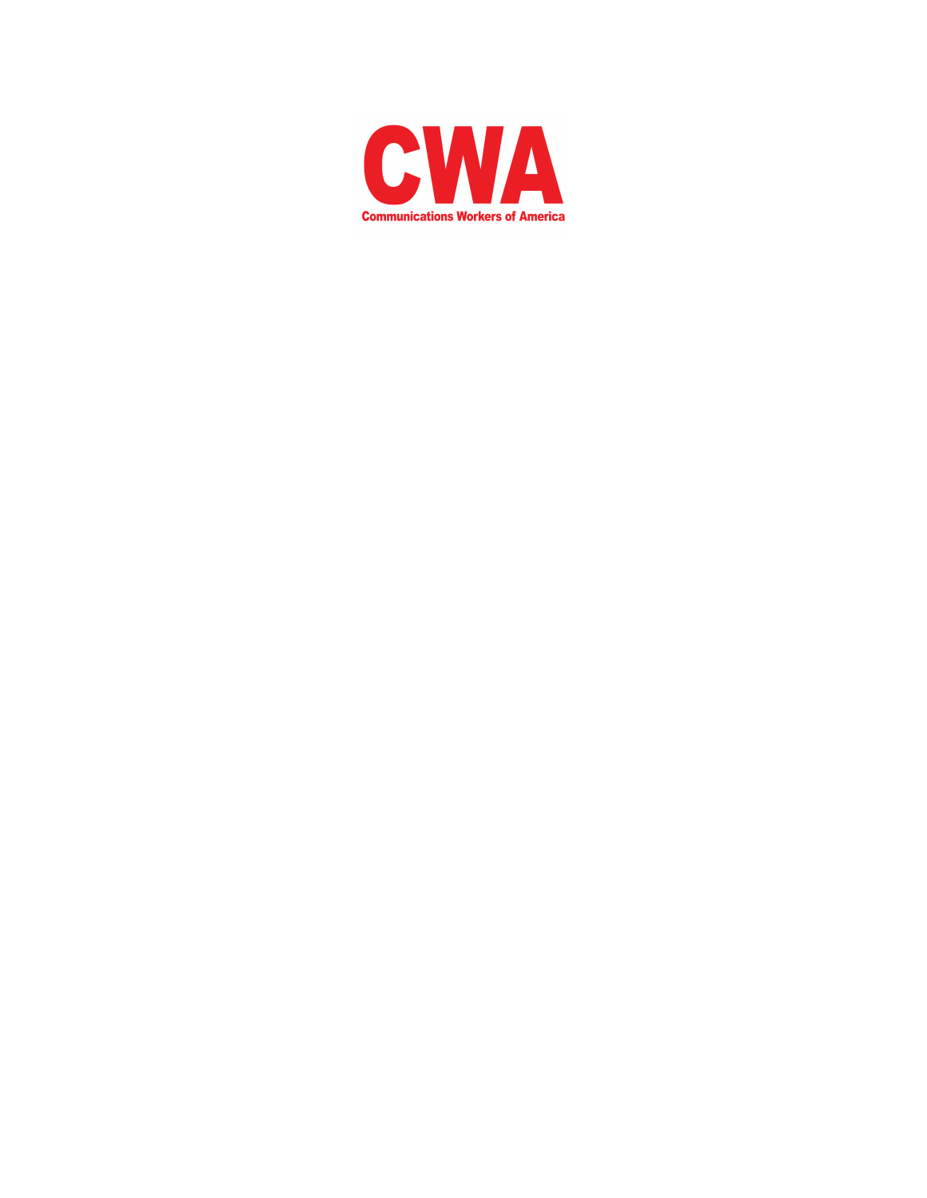CWA

Communications Workers of America